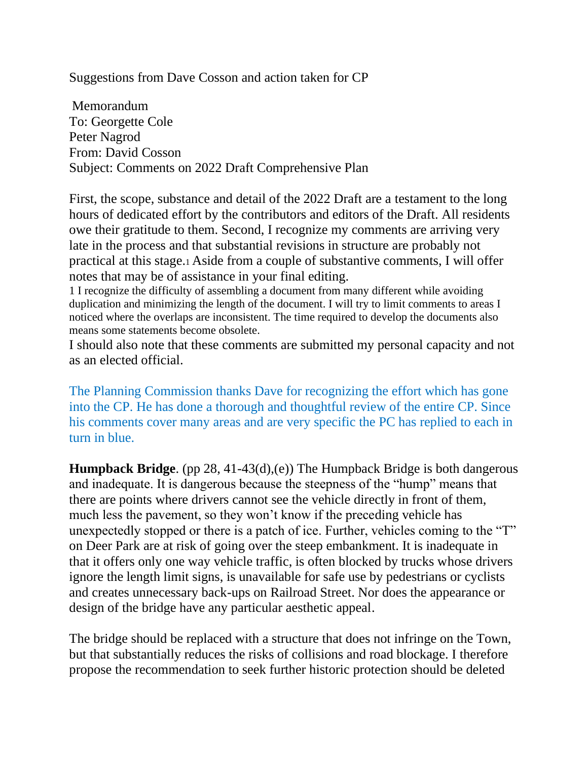Suggestions from Dave Cosson and action taken for CP

Memorandum
To: Georgette Cole
Peter Nagrod
From: David Cosson
Subject: Comments on 2022 Draft Comprehensive Plan

First, the scope, substance and detail of the 2022 Draft are a testament to the long hours of dedicated effort by the contributors and editors of the Draft. All residents owe their gratitude to them. Second, I recognize my comments are arriving very late in the process and that substantial revisions in structure are probably not practical at this stage.[1] Aside from a couple of substantive comments, I will offer notes that may be of assistance in your final editing.

[1] I recognize the difficulty of assembling a document from many different while avoiding duplication and minimizing the length of the document. I will try to limit comments to areas I noticed where the overlaps are inconsistent. The time required to develop the documents also means some statements become obsolete.

I should also note that these comments are submitted my personal capacity and not as an elected official.

The Planning Commission thanks Dave for recognizing the effort which has gone into the CP. He has done a thorough and thoughtful review of the entire CP. Since his comments cover many areas and are very specific the PC has replied to each in turn in blue.

**Humpback Bridge**. (pp 28, 41-43(d),(e)) The Humpback Bridge is both dangerous and inadequate. It is dangerous because the steepness of the "hump" means that there are points where drivers cannot see the vehicle directly in front of them, much less the pavement, so they won't know if the preceding vehicle has unexpectedly stopped or there is a patch of ice. Further, vehicles coming to the "T" on Deer Park are at risk of going over the steep embankment. It is inadequate in that it offers only one way vehicle traffic, is often blocked by trucks whose drivers ignore the length limit signs, is unavailable for safe use by pedestrians or cyclists and creates unnecessary back-ups on Railroad Street. Nor does the appearance or design of the bridge have any particular aesthetic appeal.

The bridge should be replaced with a structure that does not infringe on the Town, but that substantially reduces the risks of collisions and road blockage. I therefore propose the recommendation to seek further historic protection should be deleted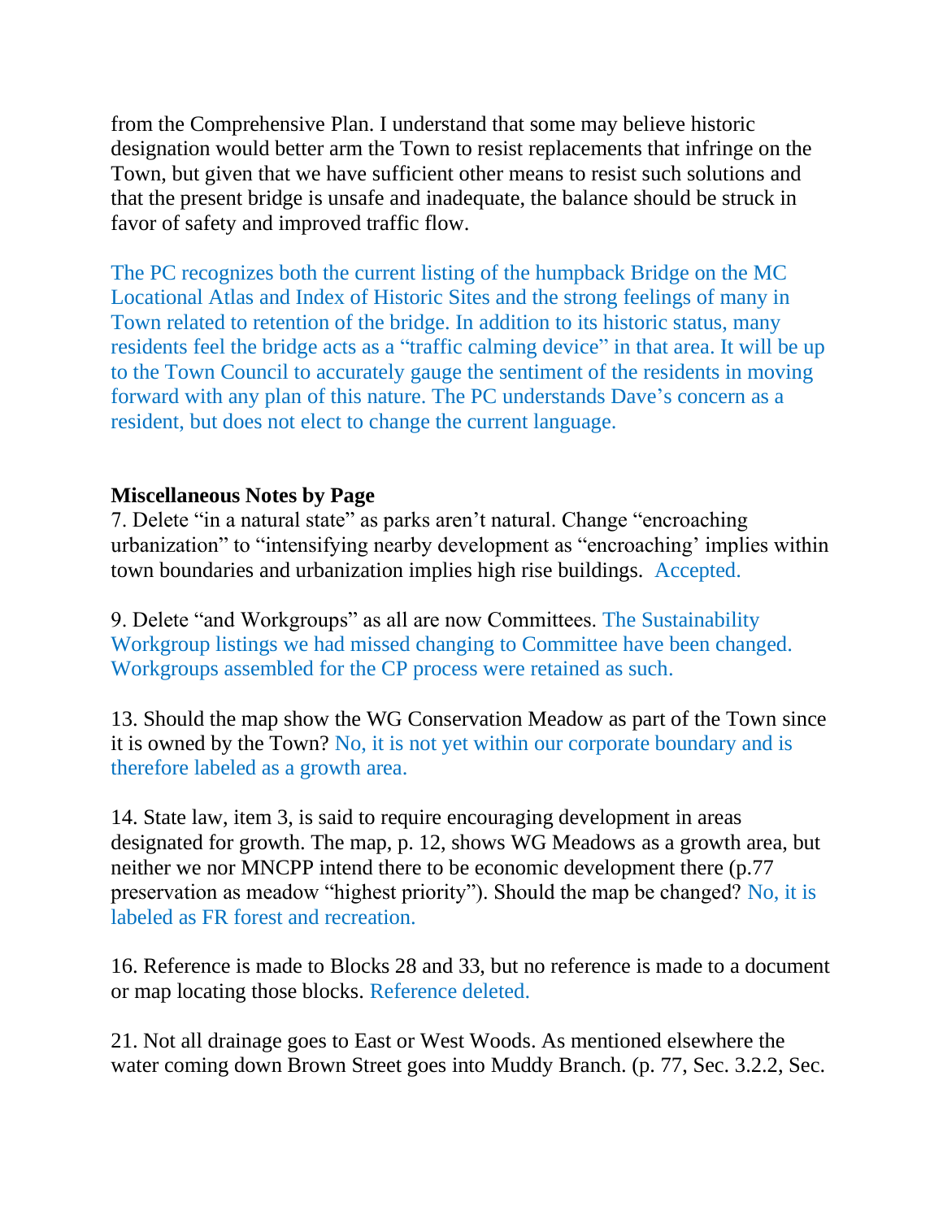from the Comprehensive Plan. I understand that some may believe historic designation would better arm the Town to resist replacements that infringe on the Town, but given that we have sufficient other means to resist such solutions and that the present bridge is unsafe and inadequate, the balance should be struck in favor of safety and improved traffic flow.

The PC recognizes both the current listing of the humpback Bridge on the MC Locational Atlas and Index of Historic Sites and the strong feelings of many in Town related to retention of the bridge. In addition to its historic status, many residents feel the bridge acts as a "traffic calming device" in that area. It will be up to the Town Council to accurately gauge the sentiment of the residents in moving forward with any plan of this nature. The PC understands Dave's concern as a resident, but does not elect to change the current language.

**Miscellaneous Notes by Page**

7. Delete "in a natural state" as parks aren't natural. Change "encroaching urbanization" to "intensifying nearby development as "encroaching' implies within town boundaries and urbanization implies high rise buildings. Accepted.

9. Delete "and Workgroups" as all are now Committees. The Sustainability Workgroup listings we had missed changing to Committee have been changed. Workgroups assembled for the CP process were retained as such.

13. Should the map show the WG Conservation Meadow as part of the Town since it is owned by the Town? No, it is not yet within our corporate boundary and is therefore labeled as a growth area.

14. State law, item 3, is said to require encouraging development in areas designated for growth. The map, p. 12, shows WG Meadows as a growth area, but neither we nor MNCPP intend there to be economic development there (p.77 preservation as meadow "highest priority"). Should the map be changed? No, it is labeled as FR forest and recreation.

16. Reference is made to Blocks 28 and 33, but no reference is made to a document or map locating those blocks. Reference deleted.

21. Not all drainage goes to East or West Woods. As mentioned elsewhere the water coming down Brown Street goes into Muddy Branch. (p. 77, Sec. 3.2.2, Sec.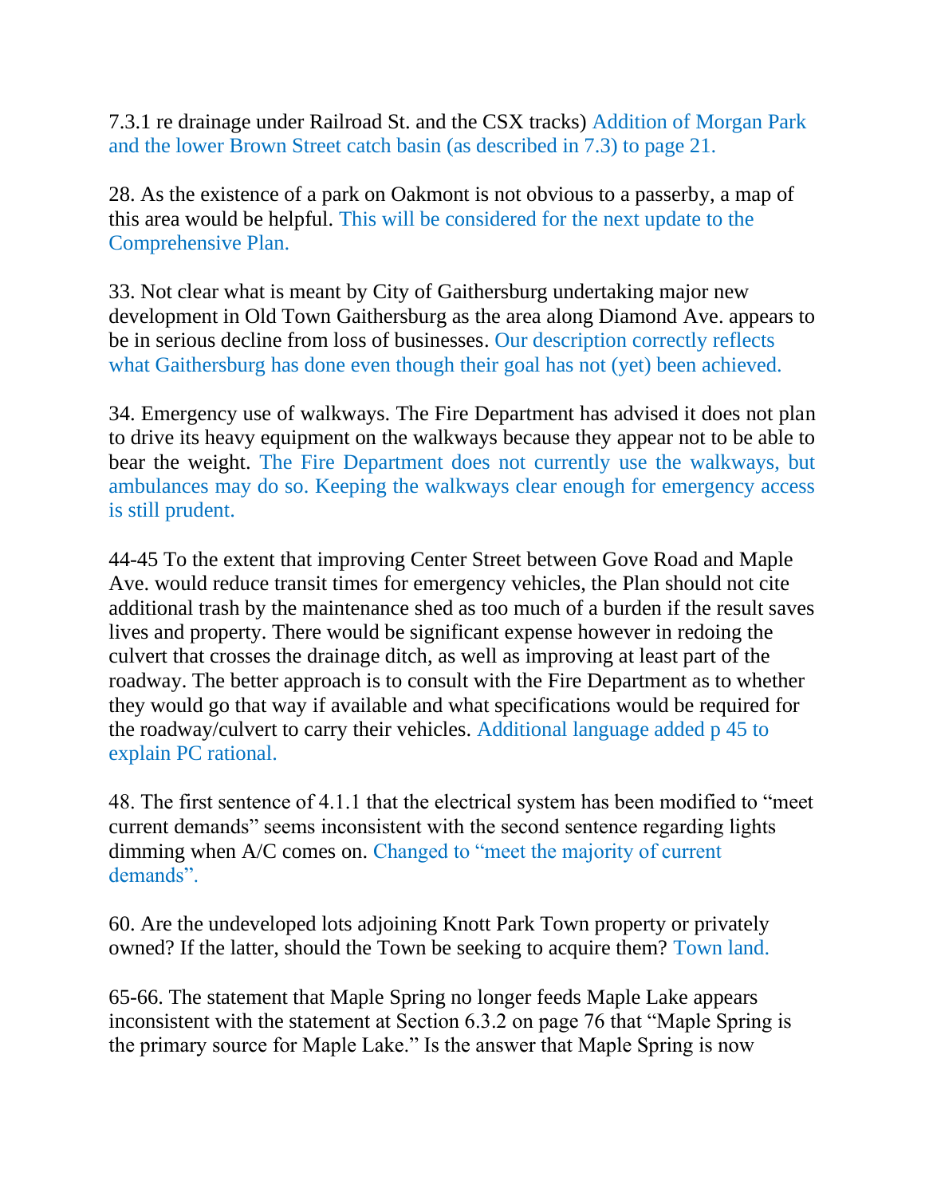7.3.1 re drainage under Railroad St. and the CSX tracks) Addition of Morgan Park and the lower Brown Street catch basin (as described in 7.3) to page 21.

28. As the existence of a park on Oakmont is not obvious to a passerby, a map of this area would be helpful. This will be considered for the next update to the Comprehensive Plan.

33. Not clear what is meant by City of Gaithersburg undertaking major new development in Old Town Gaithersburg as the area along Diamond Ave. appears to be in serious decline from loss of businesses. Our description correctly reflects what Gaithersburg has done even though their goal has not (yet) been achieved.

34. Emergency use of walkways. The Fire Department has advised it does not plan to drive its heavy equipment on the walkways because they appear not to be able to bear the weight. The Fire Department does not currently use the walkways, but ambulances may do so. Keeping the walkways clear enough for emergency access is still prudent.

44-45 To the extent that improving Center Street between Gove Road and Maple Ave. would reduce transit times for emergency vehicles, the Plan should not cite additional trash by the maintenance shed as too much of a burden if the result saves lives and property. There would be significant expense however in redoing the culvert that crosses the drainage ditch, as well as improving at least part of the roadway. The better approach is to consult with the Fire Department as to whether they would go that way if available and what specifications would be required for the roadway/culvert to carry their vehicles. Additional language added p 45 to explain PC rational.

48. The first sentence of 4.1.1 that the electrical system has been modified to "meet current demands" seems inconsistent with the second sentence regarding lights dimming when A/C comes on. Changed to "meet the majority of current demands".

60. Are the undeveloped lots adjoining Knott Park Town property or privately owned? If the latter, should the Town be seeking to acquire them? Town land.

65-66. The statement that Maple Spring no longer feeds Maple Lake appears inconsistent with the statement at Section 6.3.2 on page 76 that "Maple Spring is the primary source for Maple Lake." Is the answer that Maple Spring is now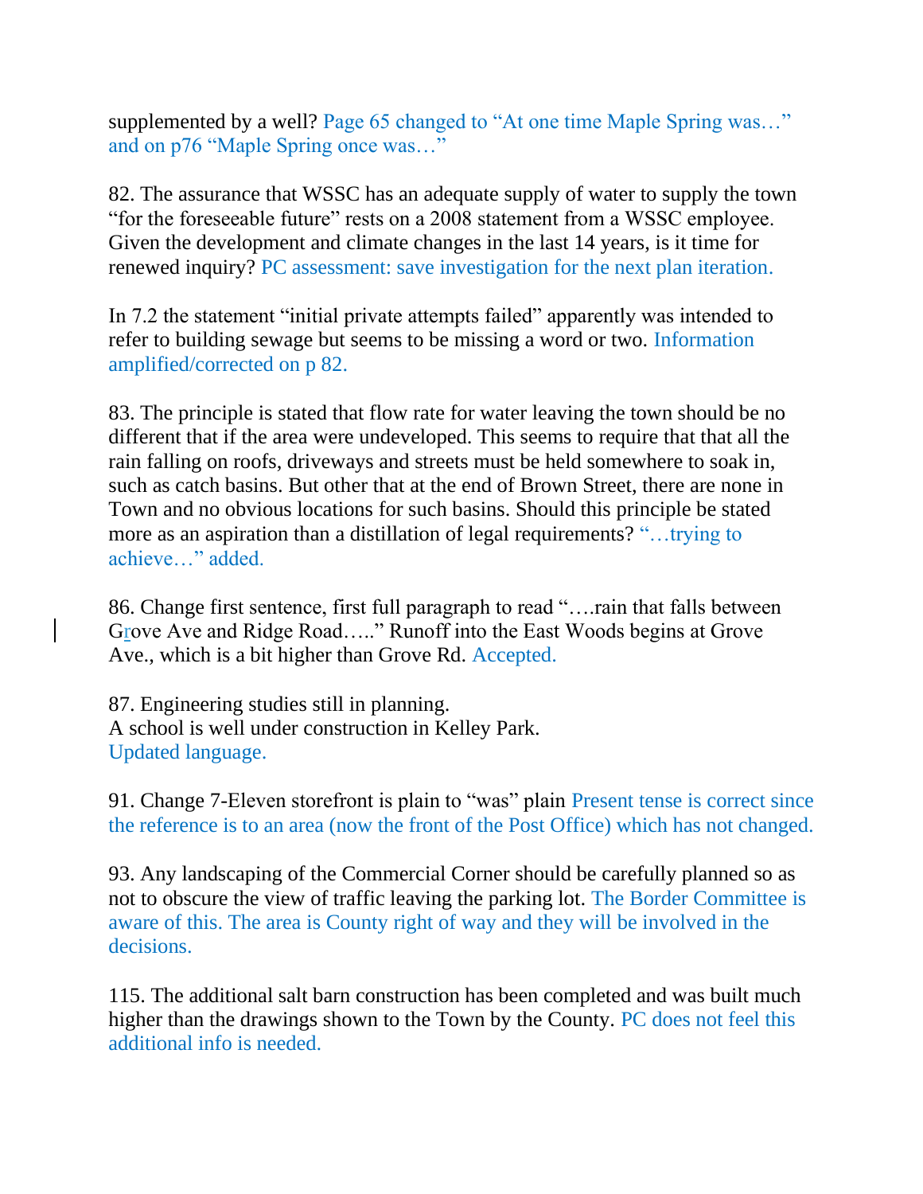supplemented by a well? Page 65 changed to “At one time Maple Spring was…” and on p76 “Maple Spring once was…”

82. The assurance that WSSC has an adequate supply of water to supply the town “for the foreseeable future” rests on a 2008 statement from a WSSC employee. Given the development and climate changes in the last 14 years, is it time for renewed inquiry? PC assessment: save investigation for the next plan iteration.

In 7.2 the statement “initial private attempts failed” apparently was intended to refer to building sewage but seems to be missing a word or two. Information amplified/corrected on p 82.

83. The principle is stated that flow rate for water leaving the town should be no different that if the area were undeveloped. This seems to require that that all the rain falling on roofs, driveways and streets must be held somewhere to soak in, such as catch basins. But other that at the end of Brown Street, there are none in Town and no obvious locations for such basins. Should this principle be stated more as an aspiration than a distillation of legal requirements? “…trying to achieve…” added.

86. Change first sentence, first full paragraph to read “….rain that falls between Grove Ave and Ridge Road…..” Runoff into the East Woods begins at Grove Ave., which is a bit higher than Grove Rd. Accepted.

87. Engineering studies still in planning.
A school is well under construction in Kelley Park.
Updated language.

91. Change 7-Eleven storefront is plain to “was” plain Present tense is correct since the reference is to an area (now the front of the Post Office) which has not changed.

93. Any landscaping of the Commercial Corner should be carefully planned so as not to obscure the view of traffic leaving the parking lot. The Border Committee is aware of this. The area is County right of way and they will be involved in the decisions.

115. The additional salt barn construction has been completed and was built much higher than the drawings shown to the Town by the County. PC does not feel this additional info is needed.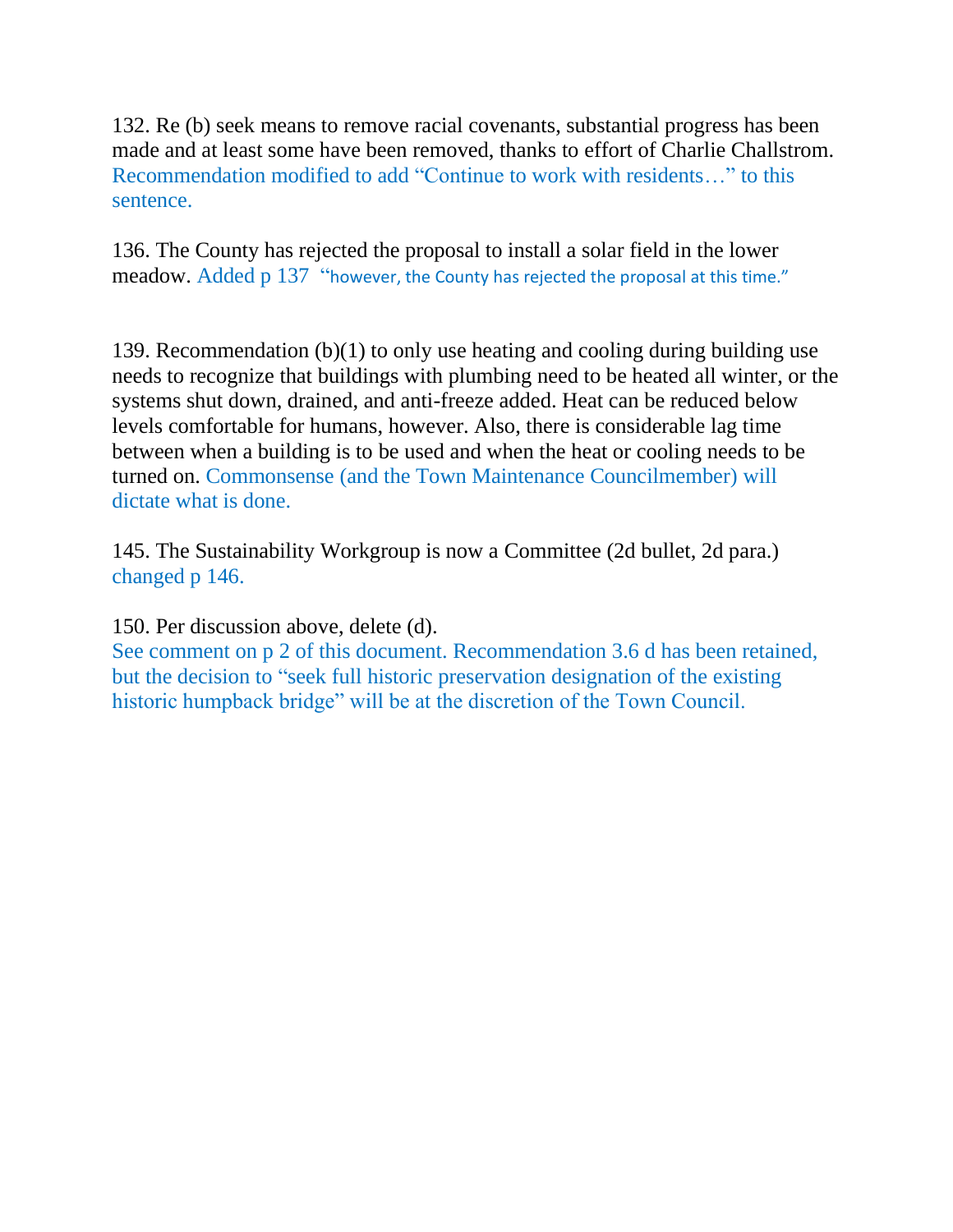132. Re (b) seek means to remove racial covenants, substantial progress has been made and at least some have been removed, thanks to effort of Charlie Challstrom. Recommendation modified to add "Continue to work with residents…" to this sentence.

136. The County has rejected the proposal to install a solar field in the lower meadow. Added p 137 "however, the County has rejected the proposal at this time."

139. Recommendation (b)(1) to only use heating and cooling during building use needs to recognize that buildings with plumbing need to be heated all winter, or the systems shut down, drained, and anti-freeze added. Heat can be reduced below levels comfortable for humans, however. Also, there is considerable lag time between when a building is to be used and when the heat or cooling needs to be turned on. Commonsense (and the Town Maintenance Councilmember) will dictate what is done.

145. The Sustainability Workgroup is now a Committee (2d bullet, 2d para.) changed p 146.

150. Per discussion above, delete (d).
See comment on p 2 of this document. Recommendation 3.6 d has been retained, but the decision to "seek full historic preservation designation of the existing historic humpback bridge" will be at the discretion of the Town Council.